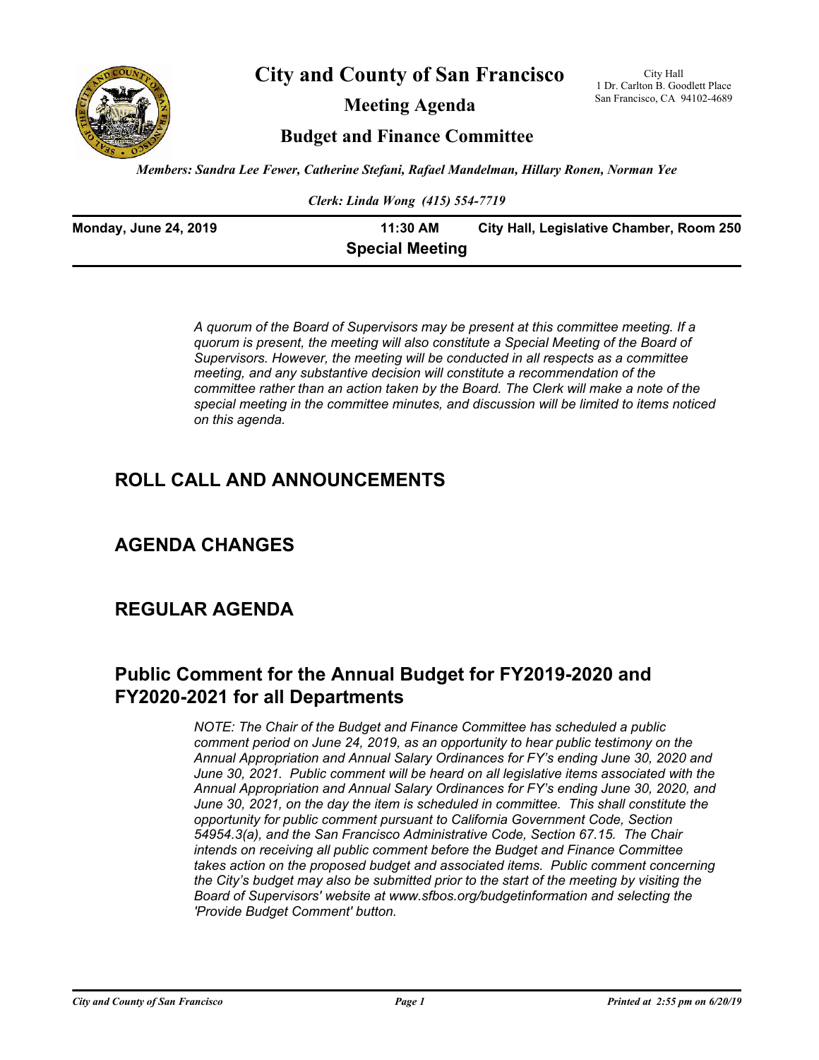# City and County of San Francisco

## Meeting Agenda

## Budget and Finance Committee

City Hall
1 Dr. Carlton B. Goodlett Place
San Francisco, CA 94102-4689

*Members: Sandra Lee Fewer, Catherine Stefani, Rafael Mandelman, Hillary Ronen, Norman Yee*

*Clerk: Linda Wong (415) 554-7719*

**Monday, June 24, 2019** | **11:30 AM** | **City Hall, Legislative Chamber, Room 250**

**Special Meeting**

*A quorum of the Board of Supervisors may be present at this committee meeting. If a quorum is present, the meeting will also constitute a Special Meeting of the Board of Supervisors. However, the meeting will be conducted in all respects as a committee meeting, and any substantive decision will constitute a recommendation of the committee rather than an action taken by the Board. The Clerk will make a note of the special meeting in the committee minutes, and discussion will be limited to items noticed on this agenda.*

## ROLL CALL AND ANNOUNCEMENTS

## AGENDA CHANGES

## REGULAR AGENDA

## Public Comment for the Annual Budget for FY2019-2020 and FY2020-2021 for all Departments

*NOTE: The Chair of the Budget and Finance Committee has scheduled a public comment period on June 24, 2019, as an opportunity to hear public testimony on the Annual Appropriation and Annual Salary Ordinances for FY's ending June 30, 2020 and June 30, 2021. Public comment will be heard on all legislative items associated with the Annual Appropriation and Annual Salary Ordinances for FY's ending June 30, 2020, and June 30, 2021, on the day the item is scheduled in committee. This shall constitute the opportunity for public comment pursuant to California Government Code, Section 54954.3(a), and the San Francisco Administrative Code, Section 67.15. The Chair intends on receiving all public comment before the Budget and Finance Committee takes action on the proposed budget and associated items. Public comment concerning the City's budget may also be submitted prior to the start of the meeting by visiting the Board of Supervisors' website at www.sfbos.org/budgetinformation and selecting the 'Provide Budget Comment' button.*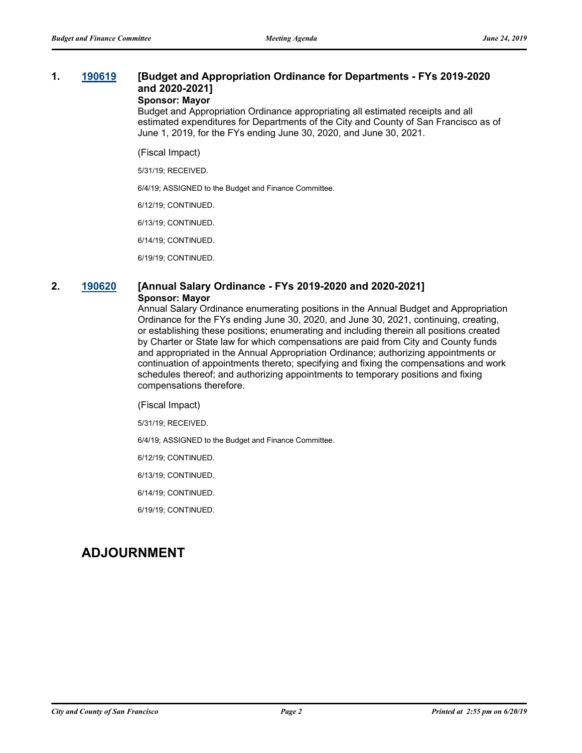**1. 190619 [Budget and Appropriation Ordinance for Departments - FYs 2019-2020 and 2020-2021]**

**Sponsor: Mayor**

Budget and Appropriation Ordinance appropriating all estimated receipts and all estimated expenditures for Departments of the City and County of San Francisco as of June 1, 2019, for the FYs ending June 30, 2020, and June 30, 2021.

(Fiscal Impact)

5/31/19; RECEIVED.

6/4/19; ASSIGNED to the Budget and Finance Committee.

6/12/19; CONTINUED.

6/13/19; CONTINUED.

6/14/19; CONTINUED.

6/19/19; CONTINUED.

**2. 190620 [Annual Salary Ordinance - FYs 2019-2020 and 2020-2021]**

**Sponsor: Mayor**

Annual Salary Ordinance enumerating positions in the Annual Budget and Appropriation Ordinance for the FYs ending June 30, 2020, and June 30, 2021, continuing, creating, or establishing these positions; enumerating and including therein all positions created by Charter or State law for which compensations are paid from City and County funds and appropriated in the Annual Appropriation Ordinance; authorizing appointments or continuation of appointments thereto; specifying and fixing the compensations and work schedules thereof; and authorizing appointments to temporary positions and fixing compensations therefore.

(Fiscal Impact)

5/31/19; RECEIVED.

6/4/19; ASSIGNED to the Budget and Finance Committee.

6/12/19; CONTINUED.

6/13/19; CONTINUED.

6/14/19; CONTINUED.

6/19/19; CONTINUED.

## ADJOURNMENT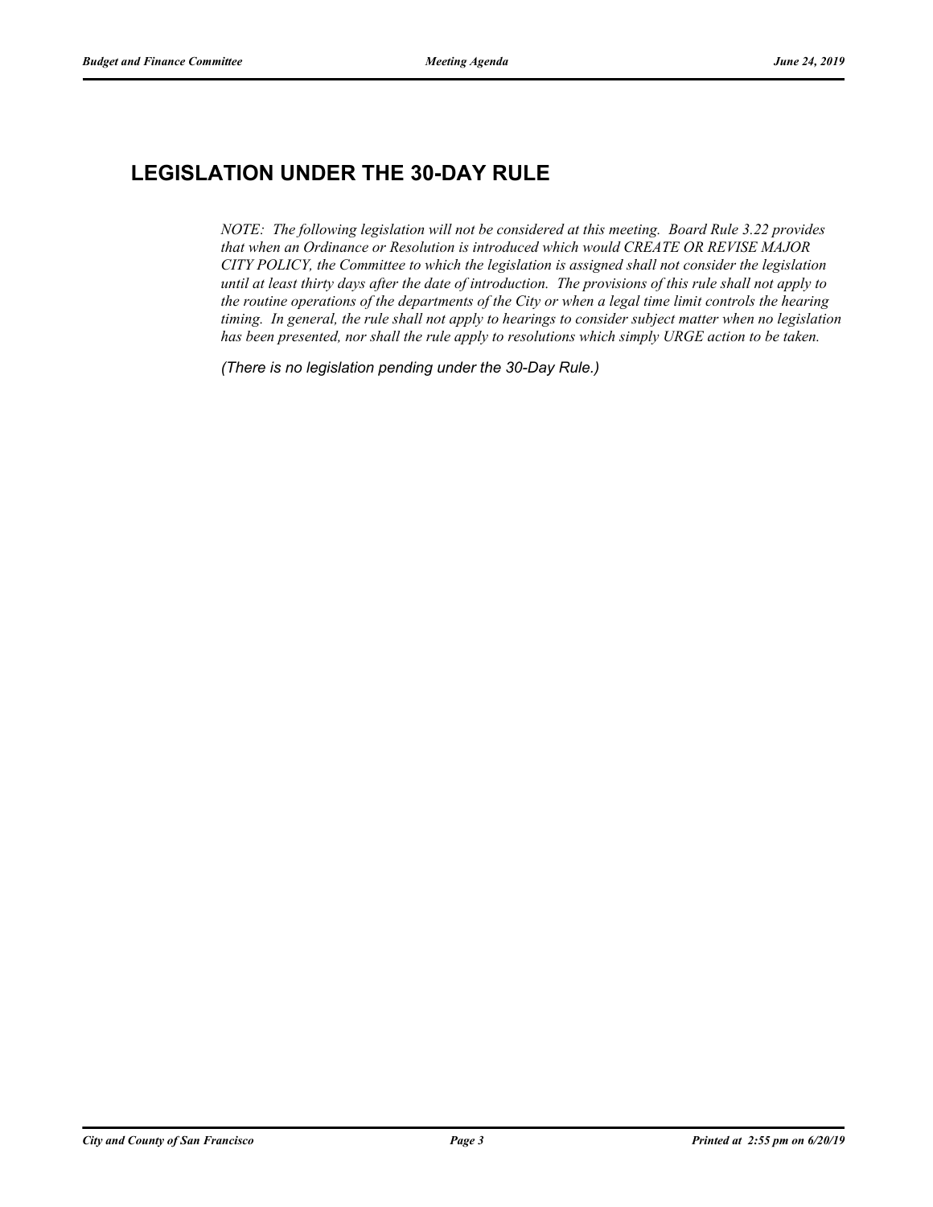## LEGISLATION UNDER THE 30-DAY RULE

*NOTE: The following legislation will not be considered at this meeting. Board Rule 3.22 provides that when an Ordinance or Resolution is introduced which would CREATE OR REVISE MAJOR CITY POLICY, the Committee to which the legislation is assigned shall not consider the legislation until at least thirty days after the date of introduction. The provisions of this rule shall not apply to the routine operations of the departments of the City or when a legal time limit controls the hearing timing. In general, the rule shall not apply to hearings to consider subject matter when no legislation has been presented, nor shall the rule apply to resolutions which simply URGE action to be taken.*

*(There is no legislation pending under the 30-Day Rule.)*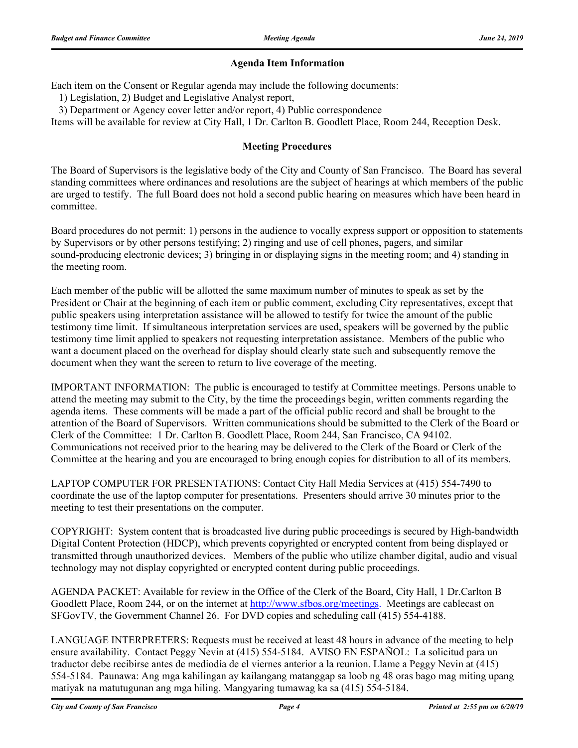### Agenda Item Information

Each item on the Consent or Regular agenda may include the following documents:
  1) Legislation, 2) Budget and Legislative Analyst report,
  3) Department or Agency cover letter and/or report, 4) Public correspondence
Items will be available for review at City Hall, 1 Dr. Carlton B. Goodlett Place, Room 244, Reception Desk.

### Meeting Procedures

The Board of Supervisors is the legislative body of the City and County of San Francisco. The Board has several standing committees where ordinances and resolutions are the subject of hearings at which members of the public are urged to testify. The full Board does not hold a second public hearing on measures which have been heard in committee.

Board procedures do not permit: 1) persons in the audience to vocally express support or opposition to statements by Supervisors or by other persons testifying; 2) ringing and use of cell phones, pagers, and similar sound-producing electronic devices; 3) bringing in or displaying signs in the meeting room; and 4) standing in the meeting room.

Each member of the public will be allotted the same maximum number of minutes to speak as set by the President or Chair at the beginning of each item or public comment, excluding City representatives, except that public speakers using interpretation assistance will be allowed to testify for twice the amount of the public testimony time limit. If simultaneous interpretation services are used, speakers will be governed by the public testimony time limit applied to speakers not requesting interpretation assistance. Members of the public who want a document placed on the overhead for display should clearly state such and subsequently remove the document when they want the screen to return to live coverage of the meeting.

IMPORTANT INFORMATION: The public is encouraged to testify at Committee meetings. Persons unable to attend the meeting may submit to the City, by the time the proceedings begin, written comments regarding the agenda items. These comments will be made a part of the official public record and shall be brought to the attention of the Board of Supervisors. Written communications should be submitted to the Clerk of the Board or Clerk of the Committee: 1 Dr. Carlton B. Goodlett Place, Room 244, San Francisco, CA 94102. Communications not received prior to the hearing may be delivered to the Clerk of the Board or Clerk of the Committee at the hearing and you are encouraged to bring enough copies for distribution to all of its members.

LAPTOP COMPUTER FOR PRESENTATIONS: Contact City Hall Media Services at (415) 554-7490 to coordinate the use of the laptop computer for presentations. Presenters should arrive 30 minutes prior to the meeting to test their presentations on the computer.

COPYRIGHT: System content that is broadcasted live during public proceedings is secured by High-bandwidth Digital Content Protection (HDCP), which prevents copyrighted or encrypted content from being displayed or transmitted through unauthorized devices. Members of the public who utilize chamber digital, audio and visual technology may not display copyrighted or encrypted content during public proceedings.

AGENDA PACKET: Available for review in the Office of the Clerk of the Board, City Hall, 1 Dr.Carlton B Goodlett Place, Room 244, or on the internet at http://www.sfbos.org/meetings. Meetings are cablecast on SFGovTV, the Government Channel 26. For DVD copies and scheduling call (415) 554-4188.

LANGUAGE INTERPRETERS: Requests must be received at least 48 hours in advance of the meeting to help ensure availability. Contact Peggy Nevin at (415) 554-5184. AVISO EN ESPAÑOL: La solicitud para un traductor debe recibirse antes de mediodía de el viernes anterior a la reunion. Llame a Peggy Nevin at (415) 554-5184. Paunawa: Ang mga kahilingan ay kailangang matanggap sa loob ng 48 oras bago mag miting upang matiyak na matutugunan ang mga hiling. Mangyaring tumawag ka sa (415) 554-5184.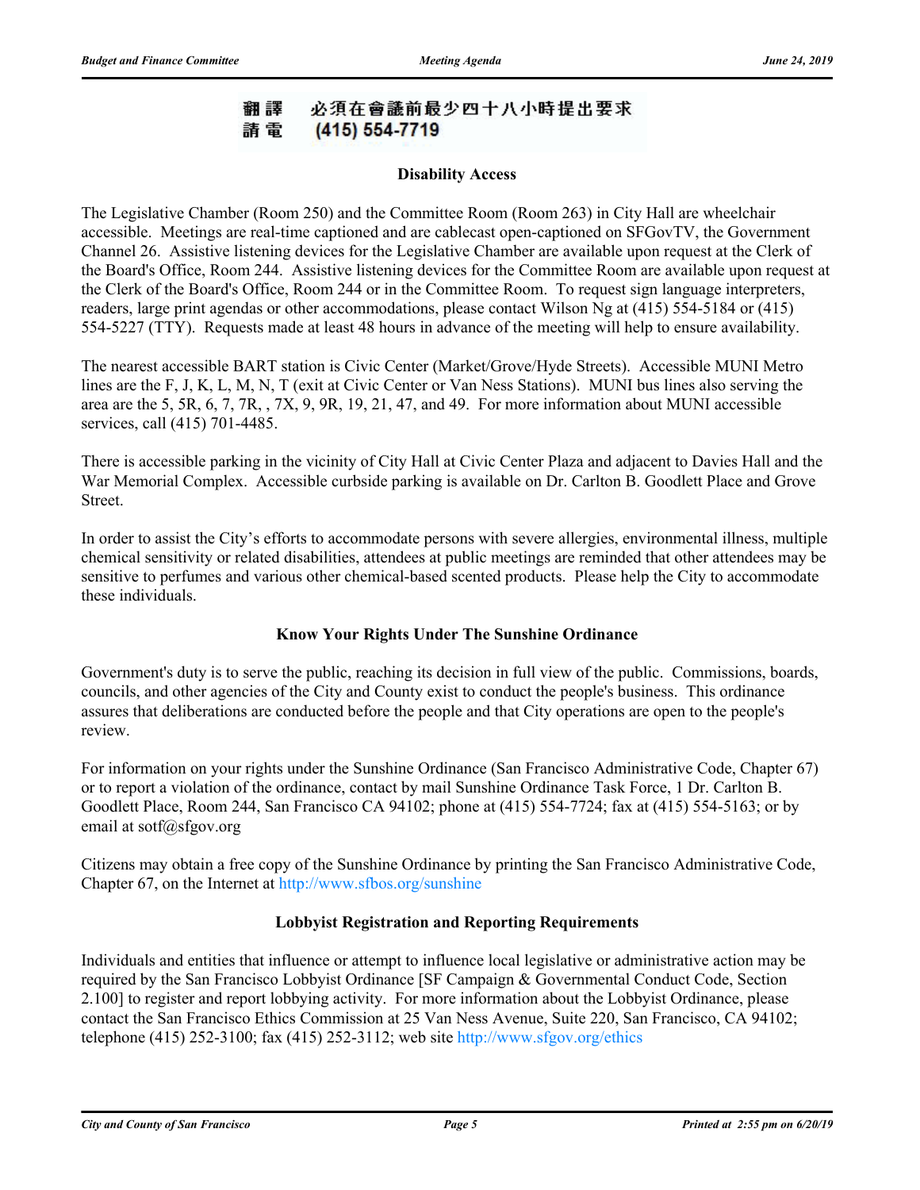翻譯　必須在會議前最少四十八小時提出要求
請電　(415) 554-7719

## Disability Access

The Legislative Chamber (Room 250) and the Committee Room (Room 263) in City Hall are wheelchair accessible. Meetings are real-time captioned and are cablecast open-captioned on SFGovTV, the Government Channel 26. Assistive listening devices for the Legislative Chamber are available upon request at the Clerk of the Board's Office, Room 244. Assistive listening devices for the Committee Room are available upon request at the Clerk of the Board's Office, Room 244 or in the Committee Room. To request sign language interpreters, readers, large print agendas or other accommodations, please contact Wilson Ng at (415) 554-5184 or (415) 554-5227 (TTY). Requests made at least 48 hours in advance of the meeting will help to ensure availability.

The nearest accessible BART station is Civic Center (Market/Grove/Hyde Streets). Accessible MUNI Metro lines are the F, J, K, L, M, N, T (exit at Civic Center or Van Ness Stations). MUNI bus lines also serving the area are the 5, 5R, 6, 7, 7R, , 7X, 9, 9R, 19, 21, 47, and 49. For more information about MUNI accessible services, call (415) 701-4485.

There is accessible parking in the vicinity of City Hall at Civic Center Plaza and adjacent to Davies Hall and the War Memorial Complex. Accessible curbside parking is available on Dr. Carlton B. Goodlett Place and Grove Street.

In order to assist the City's efforts to accommodate persons with severe allergies, environmental illness, multiple chemical sensitivity or related disabilities, attendees at public meetings are reminded that other attendees may be sensitive to perfumes and various other chemical-based scented products. Please help the City to accommodate these individuals.

## Know Your Rights Under The Sunshine Ordinance

Government's duty is to serve the public, reaching its decision in full view of the public. Commissions, boards, councils, and other agencies of the City and County exist to conduct the people's business. This ordinance assures that deliberations are conducted before the people and that City operations are open to the people's review.

For information on your rights under the Sunshine Ordinance (San Francisco Administrative Code, Chapter 67) or to report a violation of the ordinance, contact by mail Sunshine Ordinance Task Force, 1 Dr. Carlton B. Goodlett Place, Room 244, San Francisco CA 94102; phone at (415) 554-7724; fax at (415) 554-5163; or by email at sotf@sfgov.org

Citizens may obtain a free copy of the Sunshine Ordinance by printing the San Francisco Administrative Code, Chapter 67, on the Internet at http://www.sfbos.org/sunshine

## Lobbyist Registration and Reporting Requirements

Individuals and entities that influence or attempt to influence local legislative or administrative action may be required by the San Francisco Lobbyist Ordinance [SF Campaign & Governmental Conduct Code, Section 2.100] to register and report lobbying activity. For more information about the Lobbyist Ordinance, please contact the San Francisco Ethics Commission at 25 Van Ness Avenue, Suite 220, San Francisco, CA 94102; telephone (415) 252-3100; fax (415) 252-3112; web site http://www.sfgov.org/ethics